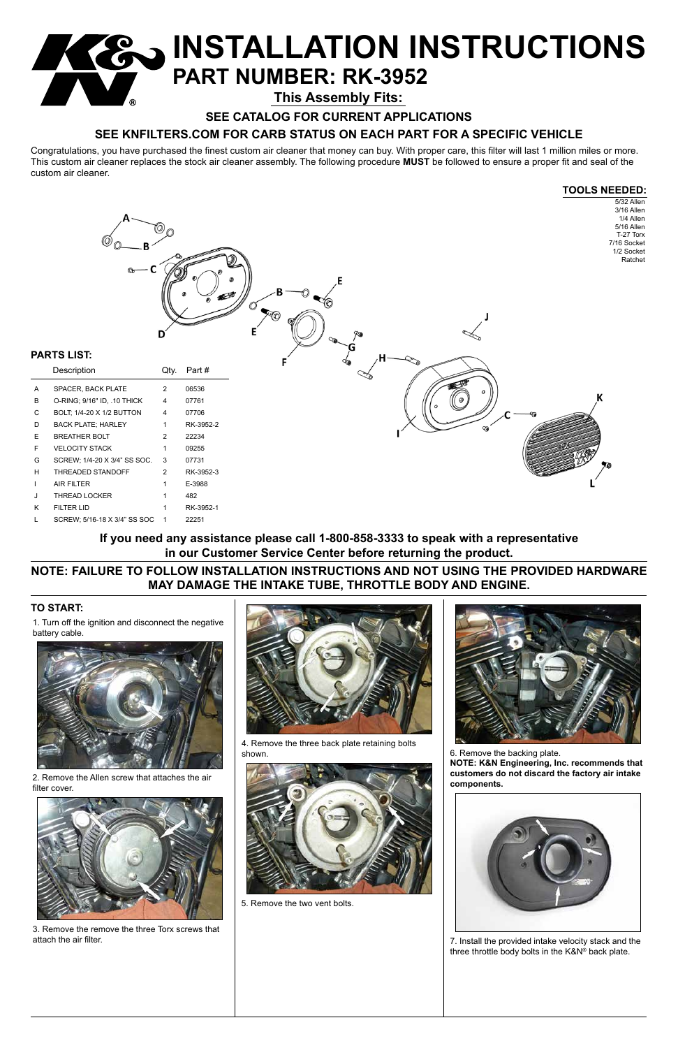# INSTALLATION INSTRUCTIONS

## PART NUMBER: RK-3952

**This Assembly Fits:**

**SEE CATALOG FOR CURRENT APPLICATIONS**

**SEE KNFILTERS.COM FOR CARB STATUS ON EACH PART FOR A SPECIFIC VEHICLE**

Congratulations, you have purchased the finest custom air cleaner that money can buy. With proper care, this filter will last 1 million miles or more. This custom air cleaner replaces the stock air cleaner assembly. The following procedure **MUST** be followed to ensure a proper fit and seal of the custom air cleaner.

**TOOLS NEEDED:**

- 5/32 Allen
- 3/16 Allen
- 1/4 Allen
- 5/16 Allen
- T-27 Torx
- 7/16 Socket
- 1/2 Socket
- Ratchet

**PARTS LIST:**

| | Description | Qty. | Part # |
|---|---|---|---|
| A | SPACER, BACK PLATE | 2 | 06536 |
| B | O-RING; 9/16" ID, .10 THICK | 4 | 07761 |
| C | BOLT; 1/4-20 X 1/2 BUTTON | 4 | 07706 |
| D | BACK PLATE; HARLEY | 1 | RK-3952-2 |
| E | BREATHER BOLT | 2 | 22234 |
| F | VELOCITY STACK | 1 | 09255 |
| G | SCREW; 1/4-20 X 3/4" SS SOC. | 3 | 07731 |
| H | THREADED STANDOFF | 2 | RK-3952-3 |
| I | AIR FILTER | 1 | E-3988 |
| J | THREAD LOCKER | 1 | 482 |
| K | FILTER LID | 1 | RK-3952-1 |
| L | SCREW; 5/16-18 X 3/4" SS SOC | 1 | 22251 |

**If you need any assistance please call 1-800-858-3333 to speak with a representative in our Customer Service Center before returning the product.**

**NOTE: FAILURE TO FOLLOW INSTALLATION INSTRUCTIONS AND NOT USING THE PROVIDED HARDWARE MAY DAMAGE THE INTAKE TUBE, THROTTLE BODY AND ENGINE.**

**TO START:**

1. Turn off the ignition and disconnect the negative battery cable.

2. Remove the Allen screw that attaches the air filter cover.

3. Remove the remove the three Torx screws that attach the air filter.

4. Remove the three back plate retaining bolts shown.

5. Remove the two vent bolts.

6. Remove the backing plate.

**NOTE: K&N Engineering, Inc. recommends that customers do not discard the factory air intake components.**

7. Install the provided intake velocity stack and the three throttle body bolts in the K&N® back plate.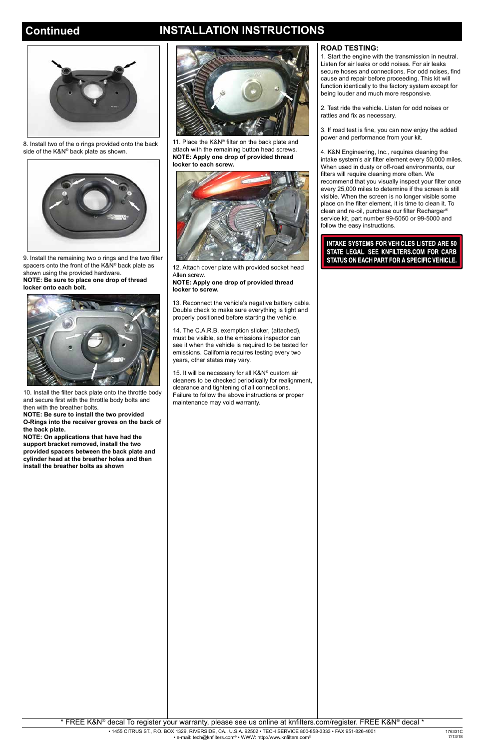## Continued

# INSTALLATION INSTRUCTIONS

8. Install two of the o rings provided onto the back side of the K&N® back plate as shown.

9. Install the remaining two o rings and the two filter spacers onto the front of the K&N® back plate as shown using the provided hardware.
**NOTE: Be sure to place one drop of thread locker onto each bolt.**

10. Install the filter back plate onto the throttle body and secure first with the throttle body bolts and then with the breather bolts.
**NOTE: Be sure to install the two provided O-Rings into the receiver groves on the back of the back plate.**
**NOTE: On applications that have had the support bracket removed, install the two provided spacers between the back plate and cylinder head at the breather holes and then install the breather bolts as shown**

11. Place the K&N® filter on the back plate and attach with the remaining button head screws.
**NOTE: Apply one drop of provided thread locker to each screw.**

12. Attach cover plate with provided socket head Allen screw.
**NOTE: Apply one drop of provided thread locker to screw.**

13. Reconnect the vehicle's negative battery cable. Double check to make sure everything is tight and properly positioned before starting the vehicle.

14. The C.A.R.B. exemption sticker, (attached), must be visible, so the emissions inspector can see it when the vehicle is required to be tested for emissions. California requires testing every two years, other states may vary.

15. It will be necessary for all K&N® custom air cleaners to be checked periodically for realignment, clearance and tightening of all connections. Failure to follow the above instructions or proper maintenance may void warranty.

### ROAD TESTING:

1. Start the engine with the transmission in neutral. Listen for air leaks or odd noises. For air leaks secure hoses and connections. For odd noises, find cause and repair before proceeding. This kit will function identically to the factory system except for being louder and much more responsive.

2. Test ride the vehicle. Listen for odd noises or rattles and fix as necessary.

3. If road test is fine, you can now enjoy the added power and performance from your kit.

4. K&N Engineering, Inc., requires cleaning the intake system's air filter element every 50,000 miles. When used in dusty or off-road environments, our filters will require cleaning more often. We recommend that you visually inspect your filter once every 25,000 miles to determine if the screen is still visible. When the screen is no longer visible some place on the filter element, it is time to clean it. To clean and re-oil, purchase our filter Recharger® service kit, part number 99-5050 or 99-5000 and follow the easy instructions.

**INTAKE SYSTEMS FOR VEHICLES LISTED ARE 50 STATE LEGAL. SEE KNFILTERS.COM FOR CARB STATUS ON EACH PART FOR A SPECIFIC VEHICLE.**

\* FREE K&N® decal To register your warranty, please see us online at knfilters.com/register. FREE K&N® decal \*

• 1455 CITRUS ST., P.O. BOX 1329, RIVERSIDE, CA., U.S.A. 92502 • TECH SERVICE 800-858-3333 • FAX 951-826-4001
• e-mail: tech@knfilters.com® • WWW: http://www.knfilters.com®

176331C
7/13/18